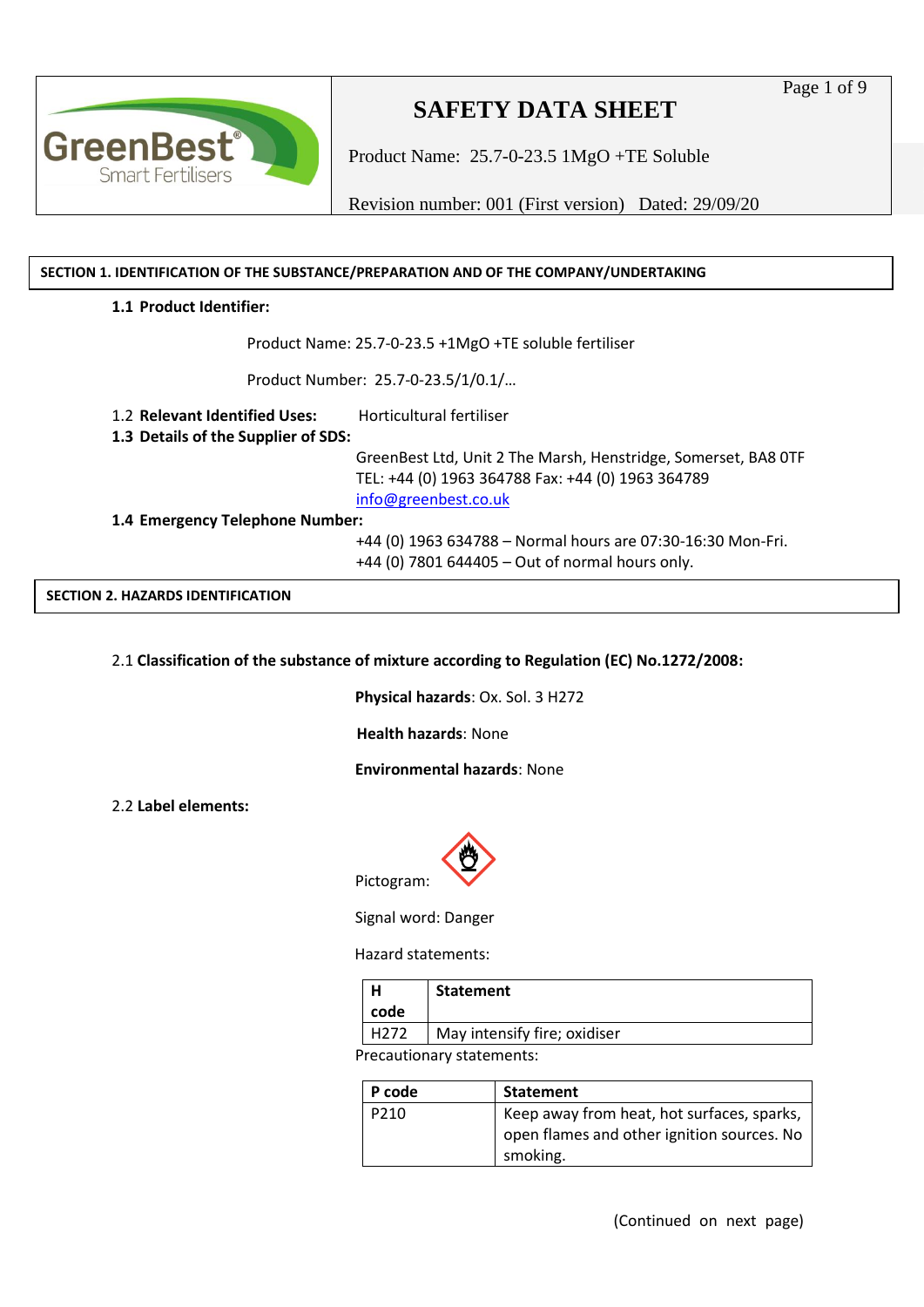# SAFETY DATA SHEET

Product Name: 25.7-0-23.5 1MgO +TE Soluble

Revision number: 001 (First version) Dated: 29/09/20

## SECTION 1. IDENTIFICATION OF THE SUBSTANCE/PREPARATION AND OF THE COMPANY/UNDERTAKING

**1.1 Product Identifier:**

Product Name: 25.7-0-23.5 +1MgO +TE soluble fertiliser

Product Number: 25.7-0-23.5/1/0.1/…

1.2 **Relevant Identified Uses:** Horticultural fertiliser

**1.3 Details of the Supplier of SDS:**

GreenBest Ltd, Unit 2 The Marsh, Henstridge, Somerset, BA8 0TF
TEL: +44 (0) 1963 364788 Fax: +44 (0) 1963 364789
info@greenbest.co.uk

**1.4 Emergency Telephone Number:**

+44 (0) 1963 634788 – Normal hours are 07:30-16:30 Mon-Fri.
+44 (0) 7801 644405 – Out of normal hours only.

## SECTION 2. HAZARDS IDENTIFICATION

2.1 **Classification of the substance of mixture according to Regulation (EC) No.1272/2008:**

**Physical hazards**: Ox. Sol. 3 H272

**Health hazards**: None

**Environmental hazards**: None

2.2 **Label elements:**

Pictogram:

Signal word: Danger

Hazard statements:

| H code | Statement |
|---|---|
| H272 | May intensify fire; oxidiser |

Precautionary statements:

| P code | Statement |
|---|---|
| P210 | Keep away from heat, hot surfaces, sparks, open flames and other ignition sources. No smoking. |

(Continued on next page)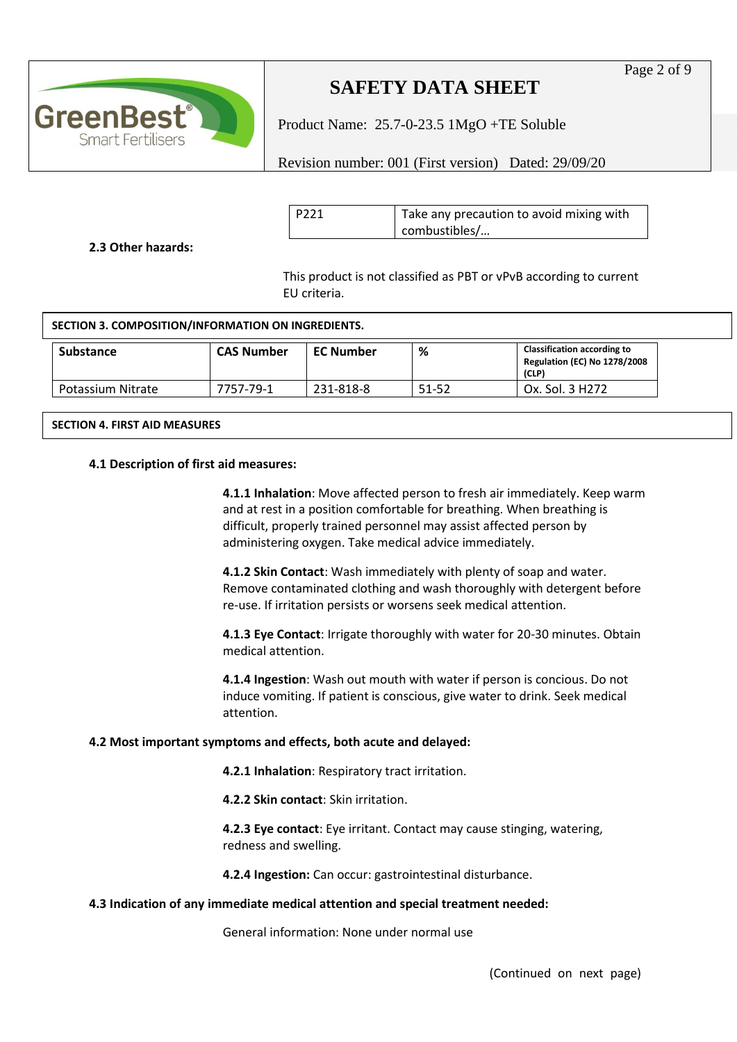| P221 | Take any precaution to avoid mixing with combustibles/… |
|---|---|

**2.3 Other hazards:**

This product is not classified as PBT or vPvB according to current EU criteria.

## SECTION 3. COMPOSITION/INFORMATION ON INGREDIENTS.

| Substance | CAS Number | EC Number | % | Classification according to Regulation (EC) No 1278/2008 (CLP) |
|---|---|---|---|---|
| Potassium Nitrate | 7757-79-1 | 231-818-8 | 51-52 | Ox. Sol. 3 H272 |

## SECTION 4. FIRST AID MEASURES

**4.1 Description of first aid measures:**

**4.1.1 Inhalation**: Move affected person to fresh air immediately. Keep warm and at rest in a position comfortable for breathing. When breathing is difficult, properly trained personnel may assist affected person by administering oxygen. Take medical advice immediately.

**4.1.2 Skin Contact**: Wash immediately with plenty of soap and water. Remove contaminated clothing and wash thoroughly with detergent before re-use. If irritation persists or worsens seek medical attention.

**4.1.3 Eye Contact**: Irrigate thoroughly with water for 20-30 minutes. Obtain medical attention.

**4.1.4 Ingestion**: Wash out mouth with water if person is concious. Do not induce vomiting. If patient is conscious, give water to drink. Seek medical attention.

**4.2 Most important symptoms and effects, both acute and delayed:**

**4.2.1 Inhalation**: Respiratory tract irritation.

**4.2.2 Skin contact**: Skin irritation.

**4.2.3 Eye contact**: Eye irritant. Contact may cause stinging, watering, redness and swelling.

**4.2.4 Ingestion:** Can occur: gastrointestinal disturbance.

**4.3 Indication of any immediate medical attention and special treatment needed:**

General information: None under normal use

(Continued on next page)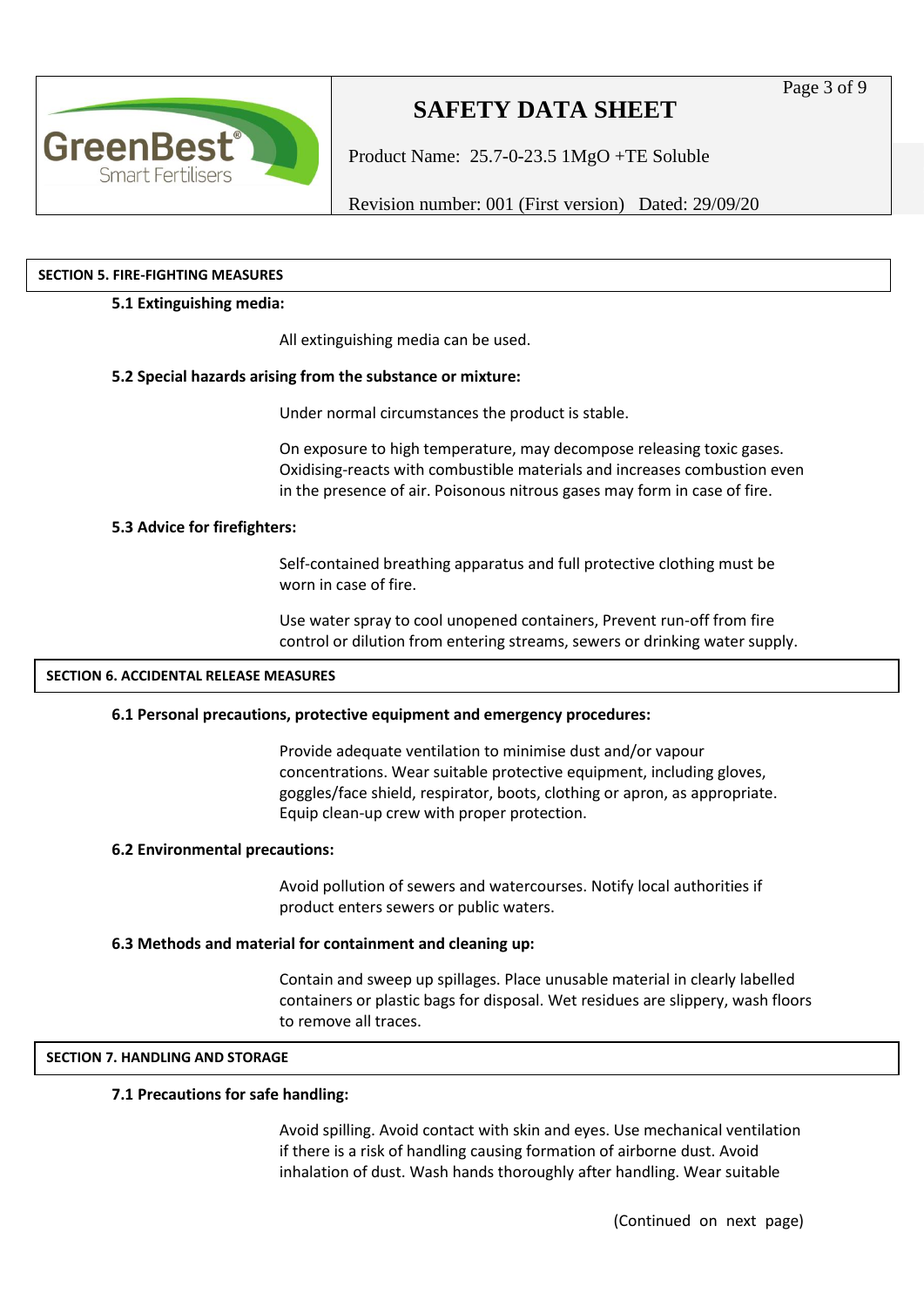## SECTION 5. FIRE-FIGHTING MEASURES

**5.1 Extinguishing media:**

All extinguishing media can be used.

**5.2 Special hazards arising from the substance or mixture:**

Under normal circumstances the product is stable.

On exposure to high temperature, may decompose releasing toxic gases. Oxidising-reacts with combustible materials and increases combustion even in the presence of air. Poisonous nitrous gases may form in case of fire.

**5.3 Advice for firefighters:**

Self-contained breathing apparatus and full protective clothing must be worn in case of fire.

Use water spray to cool unopened containers, Prevent run-off from fire control or dilution from entering streams, sewers or drinking water supply.

## SECTION 6. ACCIDENTAL RELEASE MEASURES

**6.1 Personal precautions, protective equipment and emergency procedures:**

Provide adequate ventilation to minimise dust and/or vapour concentrations. Wear suitable protective equipment, including gloves, goggles/face shield, respirator, boots, clothing or apron, as appropriate. Equip clean-up crew with proper protection.

**6.2 Environmental precautions:**

Avoid pollution of sewers and watercourses. Notify local authorities if product enters sewers or public waters.

**6.3 Methods and material for containment and cleaning up:**

Contain and sweep up spillages. Place unusable material in clearly labelled containers or plastic bags for disposal. Wet residues are slippery, wash floors to remove all traces.

## SECTION 7. HANDLING AND STORAGE

**7.1 Precautions for safe handling:**

Avoid spilling. Avoid contact with skin and eyes. Use mechanical ventilation if there is a risk of handling causing formation of airborne dust. Avoid inhalation of dust. Wash hands thoroughly after handling. Wear suitable

(Continued on next page)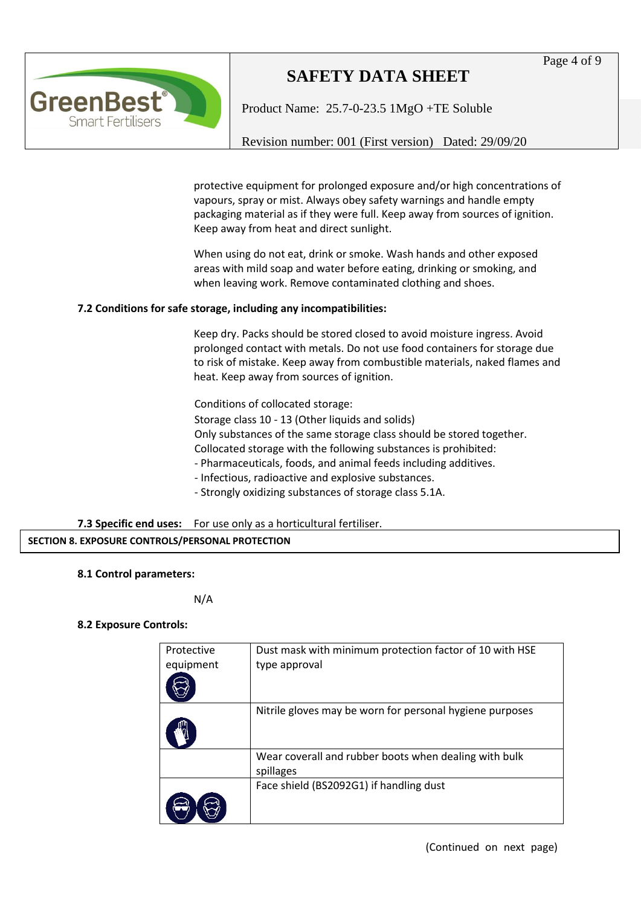protective equipment for prolonged exposure and/or high concentrations of vapours, spray or mist. Always obey safety warnings and handle empty packaging material as if they were full. Keep away from sources of ignition. Keep away from heat and direct sunlight.

When using do not eat, drink or smoke. Wash hands and other exposed areas with mild soap and water before eating, drinking or smoking, and when leaving work. Remove contaminated clothing and shoes.

**7.2 Conditions for safe storage, including any incompatibilities:**

Keep dry. Packs should be stored closed to avoid moisture ingress. Avoid prolonged contact with metals. Do not use food containers for storage due to risk of mistake. Keep away from combustible materials, naked flames and heat. Keep away from sources of ignition.

Conditions of collocated storage:
Storage class 10 - 13 (Other liquids and solids)
Only substances of the same storage class should be stored together.
Collocated storage with the following substances is prohibited:
- Pharmaceuticals, foods, and animal feeds including additives.
- Infectious, radioactive and explosive substances.
- Strongly oxidizing substances of storage class 5.1A.

**7.3 Specific end uses:** For use only as a horticultural fertiliser.

## SECTION 8. EXPOSURE CONTROLS/PERSONAL PROTECTION

**8.1 Control parameters:**

N/A

**8.2 Exposure Controls:**

| Protective equipment | |
|---|---|
| | Dust mask with minimum protection factor of 10 with HSE type approval |
| | Nitrile gloves may be worn for personal hygiene purposes |
| | Wear coverall and rubber boots when dealing with bulk spillages |
| | Face shield (BS2092G1) if handling dust |

(Continued on next page)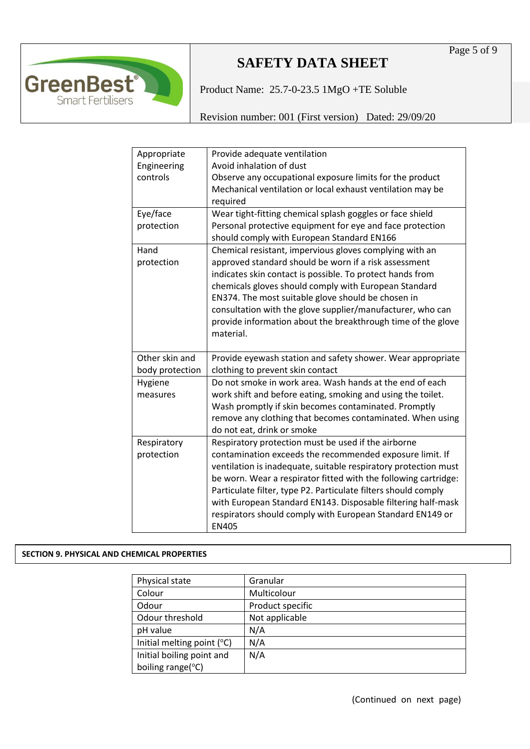| | |
|---|---|
| Appropriate Engineering controls | Provide adequate ventilation<br>Avoid inhalation of dust<br>Observe any occupational exposure limits for the product<br>Mechanical ventilation or local exhaust ventilation may be required |
| Eye/face protection | Wear tight-fitting chemical splash goggles or face shield<br>Personal protective equipment for eye and face protection should comply with European Standard EN166 |
| Hand protection | Chemical resistant, impervious gloves complying with an approved standard should be worn if a risk assessment indicates skin contact is possible. To protect hands from chemicals gloves should comply with European Standard EN374. The most suitable glove should be chosen in consultation with the glove supplier/manufacturer, who can provide information about the breakthrough time of the glove material. |
| Other skin and body protection | Provide eyewash station and safety shower. Wear appropriate clothing to prevent skin contact |
| Hygiene measures | Do not smoke in work area. Wash hands at the end of each work shift and before eating, smoking and using the toilet. Wash promptly if skin becomes contaminated. Promptly remove any clothing that becomes contaminated. When using do not eat, drink or smoke |
| Respiratory protection | Respiratory protection must be used if the airborne contamination exceeds the recommended exposure limit. If ventilation is inadequate, suitable respiratory protection must be worn. Wear a respirator fitted with the following cartridge: Particulate filter, type P2. Particulate filters should comply with European Standard EN143. Disposable filtering half-mask respirators should comply with European Standard EN149 or EN405 |

## SECTION 9. PHYSICAL AND CHEMICAL PROPERTIES

| | |
|---|---|
| Physical state | Granular |
| Colour | Multicolour |
| Odour | Product specific |
| Odour threshold | Not applicable |
| pH value | N/A |
| Initial melting point (°C) | N/A |
| Initial boiling point and boiling range(°C) | N/A |

(Continued on next page)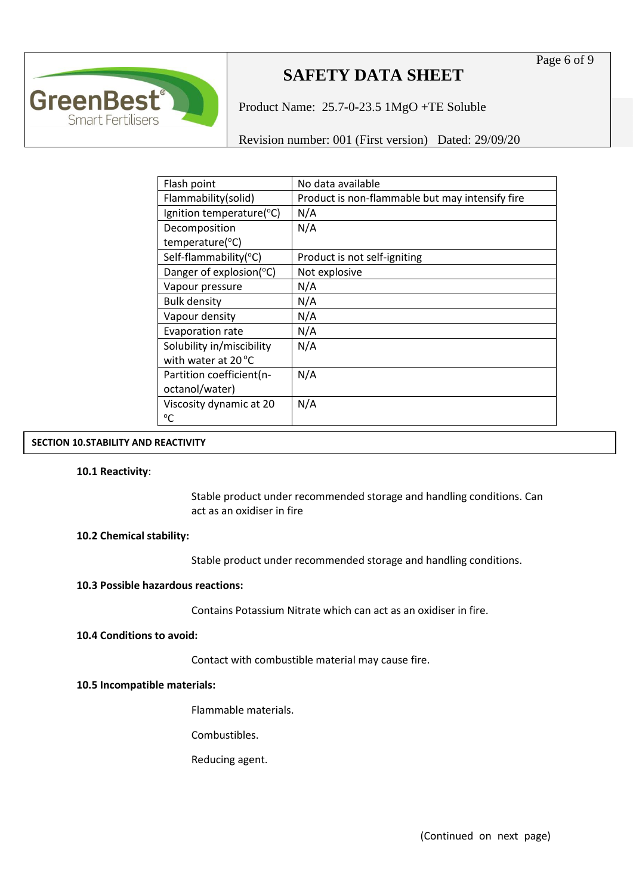| Flash point | No data available |
| --- | --- |
| Flammability(solid) | Product is non-flammable but may intensify fire |
| Ignition temperature(°C) | N/A |
| Decomposition temperature(°C) | N/A |
| Self-flammability(°C) | Product is not self-igniting |
| Danger of explosion(°C) | Not explosive |
| Vapour pressure | N/A |
| Bulk density | N/A |
| Vapour density | N/A |
| Evaporation rate | N/A |
| Solubility in/miscibility with water at 20 °C | N/A |
| Partition coefficient(n-octanol/water) | N/A |
| Viscosity dynamic at 20 °C | N/A |

## SECTION 10.STABILITY AND REACTIVITY

**10.1 Reactivity**:

Stable product under recommended storage and handling conditions. Can act as an oxidiser in fire

**10.2 Chemical stability:**

Stable product under recommended storage and handling conditions.

**10.3 Possible hazardous reactions:**

Contains Potassium Nitrate which can act as an oxidiser in fire.

**10.4 Conditions to avoid:**

Contact with combustible material may cause fire.

**10.5 Incompatible materials:**

Flammable materials.

Combustibles.

Reducing agent.

(Continued on next page)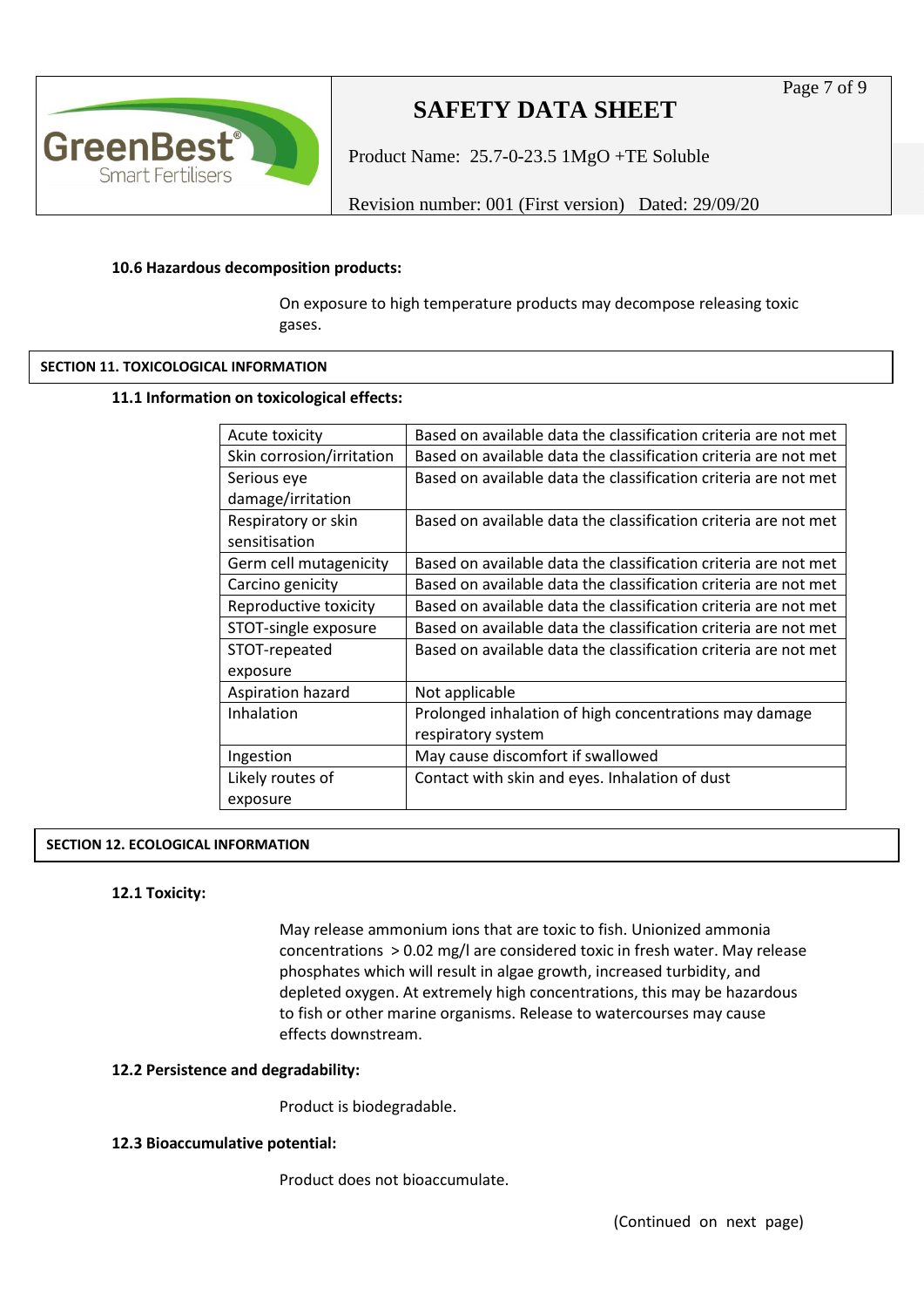#### 10.6 Hazardous decomposition products:

On exposure to high temperature products may decompose releasing toxic gases.

## SECTION 11. TOXICOLOGICAL INFORMATION

#### 11.1 Information on toxicological effects:

| | |
|---|---|
| Acute toxicity | Based on available data the classification criteria are not met |
| Skin corrosion/irritation | Based on available data the classification criteria are not met |
| Serious eye damage/irritation | Based on available data the classification criteria are not met |
| Respiratory or skin sensitisation | Based on available data the classification criteria are not met |
| Germ cell mutagenicity | Based on available data the classification criteria are not met |
| Carcino genicity | Based on available data the classification criteria are not met |
| Reproductive toxicity | Based on available data the classification criteria are not met |
| STOT-single exposure | Based on available data the classification criteria are not met |
| STOT-repeated exposure | Based on available data the classification criteria are not met |
| Aspiration hazard | Not applicable |
| Inhalation | Prolonged inhalation of high concentrations may damage respiratory system |
| Ingestion | May cause discomfort if swallowed |
| Likely routes of exposure | Contact with skin and eyes. Inhalation of dust |

## SECTION 12. ECOLOGICAL INFORMATION

#### 12.1 Toxicity:

May release ammonium ions that are toxic to fish. Unionized ammonia concentrations > 0.02 mg/l are considered toxic in fresh water. May release phosphates which will result in algae growth, increased turbidity, and depleted oxygen. At extremely high concentrations, this may be hazardous to fish or other marine organisms. Release to watercourses may cause effects downstream.

#### 12.2 Persistence and degradability:

Product is biodegradable.

#### 12.3 Bioaccumulative potential:

Product does not bioaccumulate.

(Continued on next page)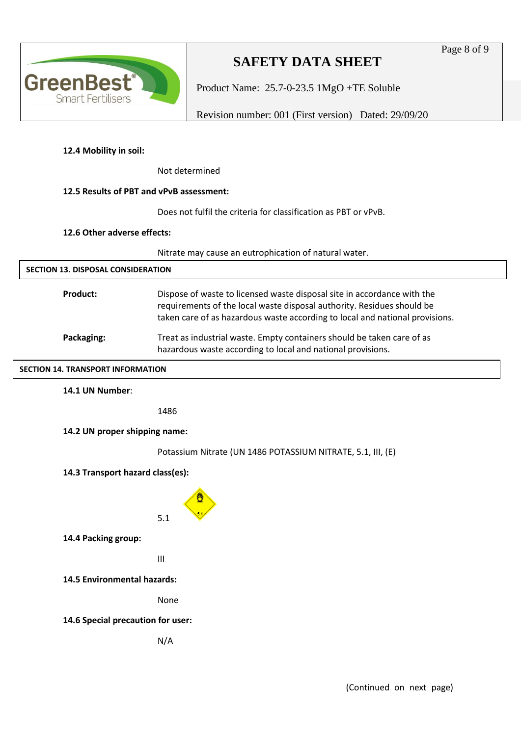**12.4 Mobility in soil:**

Not determined

**12.5 Results of PBT and vPvB assessment:**

Does not fulfil the criteria for classification as PBT or vPvB.

**12.6 Other adverse effects:**

Nitrate may cause an eutrophication of natural water.

## SECTION 13. DISPOSAL CONSIDERATION

**Product:** Dispose of waste to licensed waste disposal site in accordance with the requirements of the local waste disposal authority. Residues should be taken care of as hazardous waste according to local and national provisions.

**Packaging:** Treat as industrial waste. Empty containers should be taken care of as hazardous waste according to local and national provisions.

## SECTION 14. TRANSPORT INFORMATION

**14.1 UN Number**:

1486

**14.2 UN proper shipping name:**

Potassium Nitrate (UN 1486 POTASSIUM NITRATE, 5.1, III, (E)

**14.3 Transport hazard class(es):**

5.1

**14.4 Packing group:**

III

**14.5 Environmental hazards:**

None

**14.6 Special precaution for user:**

N/A

(Continued on next page)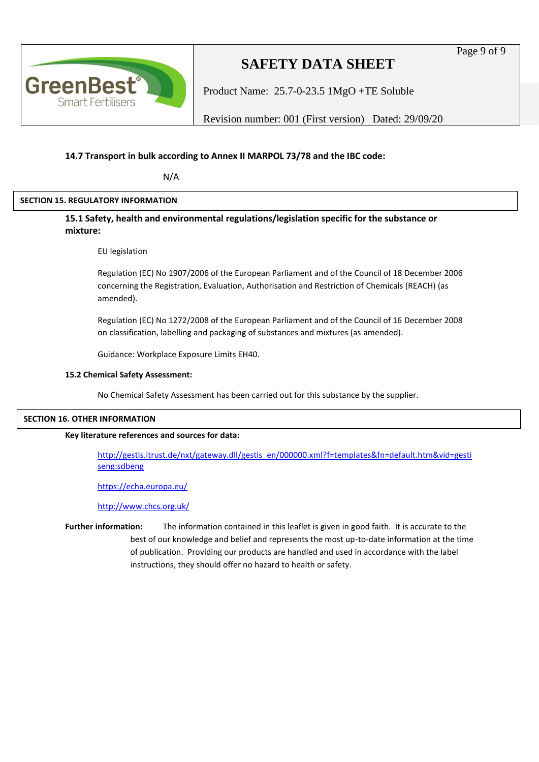### 14.7 Transport in bulk according to Annex II MARPOL 73/78 and the IBC code:

N/A

## SECTION 15. REGULATORY INFORMATION

### 15.1 Safety, health and environmental regulations/legislation specific for the substance or mixture:

EU legislation

Regulation (EC) No 1907/2006 of the European Parliament and of the Council of 18 December 2006 concerning the Registration, Evaluation, Authorisation and Restriction of Chemicals (REACH) (as amended).

Regulation (EC) No 1272/2008 of the European Parliament and of the Council of 16 December 2008 on classification, labelling and packaging of substances and mixtures (as amended).

Guidance: Workplace Exposure Limits EH40.

### 15.2 Chemical Safety Assessment:

No Chemical Safety Assessment has been carried out for this substance by the supplier.

## SECTION 16. OTHER INFORMATION

**Key literature references and sources for data:**

http://gestis.itrust.de/nxt/gateway.dll/gestis_en/000000.xml?f=templates&fn=default.htm&vid=gestiseng:sdbeng

https://echa.europa.eu/

http://www.chcs.org.uk/

**Further information:** The information contained in this leaflet is given in good faith. It is accurate to the best of our knowledge and belief and represents the most up-to-date information at the time of publication. Providing our products are handled and used in accordance with the label instructions, they should offer no hazard to health or safety.